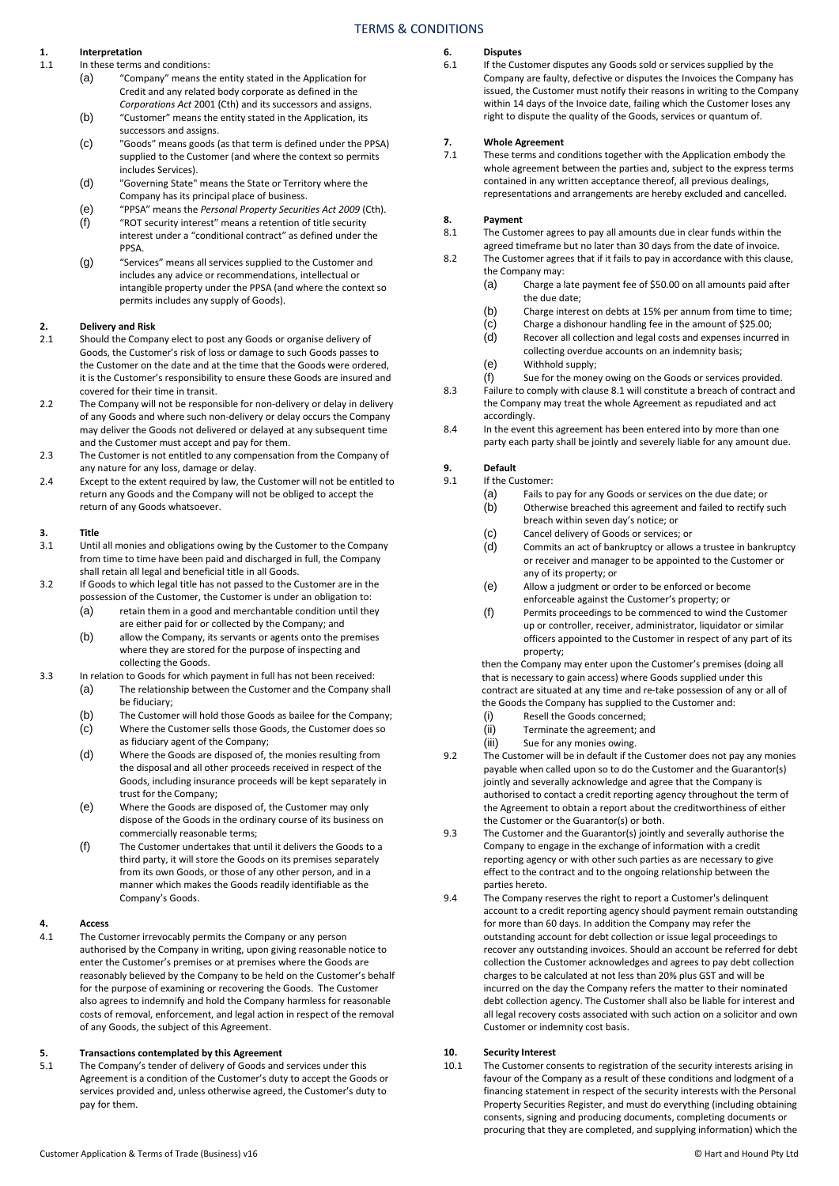# TERMS & CONDITIONS

**1. Interpretation**

1.1 In these terms and conditions:

(a) "Company" means the entity stated in the Application for Credit and any related body corporate as defined in the *Corporations Act* 2001 (Cth) and its successors and assigns.

(b) "Customer" means the entity stated in the Application, its successors and assigns.

(c) "Goods" means goods (as that term is defined under the PPSA) supplied to the Customer (and where the context so permits includes Services).

(d) "Governing State" means the State or Territory where the Company has its principal place of business.

(e) "PPSA" means the *Personal Property Securities Act 2009* (Cth).

(f) "ROT security interest" means a retention of title security interest under a "conditional contract" as defined under the PPSA.

(g) "Services" means all services supplied to the Customer and includes any advice or recommendations, intellectual or intangible property under the PPSA (and where the context so permits includes any supply of Goods).

**2. Delivery and Risk**

2.1 Should the Company elect to post any Goods or organise delivery of Goods, the Customer's risk of loss or damage to such Goods passes to the Customer on the date and at the time that the Goods were ordered, it is the Customer's responsibility to ensure these Goods are insured and covered for their time in transit.

2.2 The Company will not be responsible for non-delivery or delay in delivery of any Goods and where such non-delivery or delay occurs the Company may deliver the Goods not delivered or delayed at any subsequent time and the Customer must accept and pay for them.

2.3 The Customer is not entitled to any compensation from the Company of any nature for any loss, damage or delay.

2.4 Except to the extent required by law, the Customer will not be entitled to return any Goods and the Company will not be obliged to accept the return of any Goods whatsoever.

**3. Title**

3.1 Until all monies and obligations owing by the Customer to the Company from time to time have been paid and discharged in full, the Company shall retain all legal and beneficial title in all Goods.

3.2 If Goods to which legal title has not passed to the Customer are in the possession of the Customer, the Customer is under an obligation to:

(a) retain them in a good and merchantable condition until they are either paid for or collected by the Company; and

(b) allow the Company, its servants or agents onto the premises where they are stored for the purpose of inspecting and collecting the Goods.

3.3 In relation to Goods for which payment in full has not been received:

(a) The relationship between the Customer and the Company shall be fiduciary;

(b) The Customer will hold those Goods as bailee for the Company;

(c) Where the Customer sells those Goods, the Customer does so as fiduciary agent of the Company;

(d) Where the Goods are disposed of, the monies resulting from the disposal and all other proceeds received in respect of the Goods, including insurance proceeds will be kept separately in trust for the Company;

(e) Where the Goods are disposed of, the Customer may only dispose of the Goods in the ordinary course of its business on commercially reasonable terms;

(f) The Customer undertakes that until it delivers the Goods to a third party, it will store the Goods on its premises separately from its own Goods, or those of any other person, and in a manner which makes the Goods readily identifiable as the Company's Goods.

**4. Access**

4.1 The Customer irrevocably permits the Company or any person authorised by the Company in writing, upon giving reasonable notice to enter the Customer's premises or at premises where the Goods are reasonably believed by the Company to be held on the Customer's behalf for the purpose of examining or recovering the Goods. The Customer also agrees to indemnify and hold the Company harmless for reasonable costs of removal, enforcement, and legal action in respect of the removal of any Goods, the subject of this Agreement.

**5. Transactions contemplated by this Agreement**

5.1 The Company's tender of delivery of Goods and services under this Agreement is a condition of the Customer's duty to accept the Goods or services provided and, unless otherwise agreed, the Customer's duty to pay for them.

**6. Disputes**

6.1 If the Customer disputes any Goods sold or services supplied by the Company are faulty, defective or disputes the Invoices the Company has issued, the Customer must notify their reasons in writing to the Company within 14 days of the Invoice date, failing which the Customer loses any right to dispute the quality of the Goods, services or quantum of.

**7. Whole Agreement**

7.1 These terms and conditions together with the Application embody the whole agreement between the parties and, subject to the express terms contained in any written acceptance thereof, all previous dealings, representations and arrangements are hereby excluded and cancelled.

**8. Payment**

8.1 The Customer agrees to pay all amounts due in clear funds within the agreed timeframe but no later than 30 days from the date of invoice.

8.2 The Customer agrees that if it fails to pay in accordance with this clause, the Company may:

(a) Charge a late payment fee of $50.00 on all amounts paid after the due date;

(b) Charge interest on debts at 15% per annum from time to time;

(c) Charge a dishonour handling fee in the amount of $25.00;

(d) Recover all collection and legal costs and expenses incurred in collecting overdue accounts on an indemnity basis;

(e) Withhold supply;

(f) Sue for the money owing on the Goods or services provided.

8.3 Failure to comply with clause 8.1 will constitute a breach of contract and the Company may treat the whole Agreement as repudiated and act accordingly.

8.4 In the event this agreement has been entered into by more than one party each party shall be jointly and severely liable for any amount due.

**9. Default**

9.1 If the Customer:

(a) Fails to pay for any Goods or services on the due date; or

(b) Otherwise breached this agreement and failed to rectify such breach within seven day's notice; or

(c) Cancel delivery of Goods or services; or

(d) Commits an act of bankruptcy or allows a trustee in bankruptcy or receiver and manager to be appointed to the Customer or any of its property; or

(e) Allow a judgment or order to be enforced or become enforceable against the Customer's property; or

(f) Permits proceedings to be commenced to wind the Customer up or controller, receiver, administrator, liquidator or similar officers appointed to the Customer in respect of any part of its property;

then the Company may enter upon the Customer's premises (doing all that is necessary to gain access) where Goods supplied under this contract are situated at any time and re-take possession of any or all of the Goods the Company has supplied to the Customer and:

(i) Resell the Goods concerned;

(ii) Terminate the agreement; and

(iii) Sue for any monies owing.

9.2 The Customer will be in default if the Customer does not pay any monies payable when called upon so to do the Customer and the Guarantor(s) jointly and severally acknowledge and agree that the Company is authorised to contact a credit reporting agency throughout the term of the Agreement to obtain a report about the creditworthiness of either the Customer or the Guarantor(s) or both.

9.3 The Customer and the Guarantor(s) jointly and severally authorise the Company to engage in the exchange of information with a credit reporting agency or with other such parties as are necessary to give effect to the contract and to the ongoing relationship between the parties hereto.

9.4 The Company reserves the right to report a Customer's delinquent account to a credit reporting agency should payment remain outstanding for more than 60 days. In addition the Company may refer the outstanding account for debt collection or issue legal proceedings to recover any outstanding invoices. Should an account be referred for debt collection the Customer acknowledges and agrees to pay debt collection charges to be calculated at not less than 20% plus GST and will be incurred on the day the Company refers the matter to their nominated debt collection agency. The Customer shall also be liable for interest and all legal recovery costs associated with such action on a solicitor and own Customer or indemnity cost basis.

**10. Security Interest**

10.1 The Customer consents to registration of the security interests arising in favour of the Company as a result of these conditions and lodgment of a financing statement in respect of the security interests with the Personal Property Securities Register, and must do everything (including obtaining consents, signing and producing documents, completing documents or procuring that they are completed, and supplying information) which the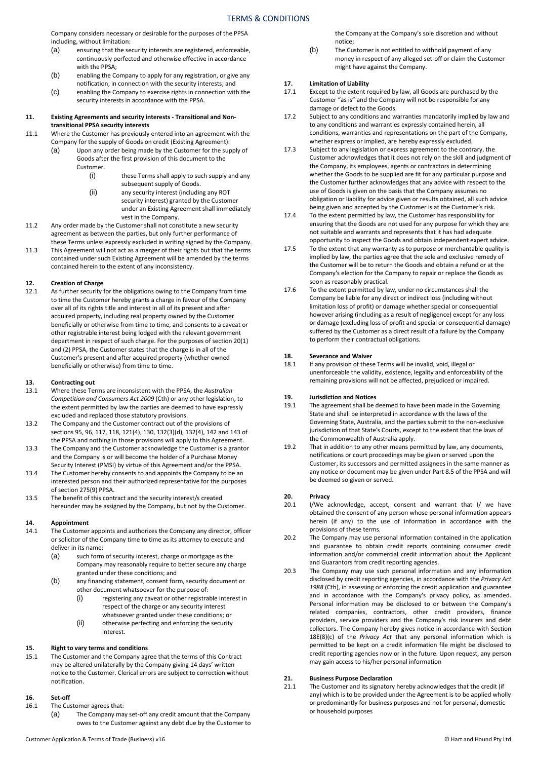Company considers necessary or desirable for the purposes of the PPSA including, without limitation:

(a) ensuring that the security interests are registered, enforceable, continuously perfected and otherwise effective in accordance with the PPSA;

(b) enabling the Company to apply for any registration, or give any notification, in connection with the security interests; and

(c) enabling the Company to exercise rights in connection with the security interests in accordance with the PPSA.

**11. Existing Agreements and security interests - Transitional and Non-transitional PPSA security interests**

11.1 Where the Customer has previously entered into an agreement with the Company for the supply of Goods on credit (Existing Agreement):

(a) Upon any order being made by the Customer for the supply of Goods after the first provision of this document to the Customer.

(i) these Terms shall apply to such supply and any subsequent supply of Goods.

(ii) any security interest (including any ROT security interest) granted by the Customer under an Existing Agreement shall immediately vest in the Company.

11.2 Any order made by the Customer shall not constitute a new security agreement as between the parties, but only further performance of these Terms unless expressly excluded in writing signed by the Company.

11.3 This Agreement will not act as a merger of their rights but that the terms contained under such Existing Agreement will be amended by the terms contained herein to the extent of any inconsistency.

**12. Creation of Charge**

12.1 As further security for the obligations owing to the Company from time to time the Customer hereby grants a charge in favour of the Company over all of its rights title and interest in all of its present and after acquired property, including real property owned by the Customer beneficially or otherwise from time to time, and consents to a caveat or other registrable interest being lodged with the relevant government department in respect of such charge. For the purposes of section 20(1) and (2) PPSA, the Customer states that the charge is in all of the Customer's present and after acquired property (whether owned beneficially or otherwise) from time to time.

**13. Contracting out**

13.1 Where these Terms are inconsistent with the PPSA, the *Australian Competition and Consumers Act 2009* (Cth) or any other legislation, to the extent permitted by law the parties are deemed to have expressly excluded and replaced those statutory provisions.

13.2 The Company and the Customer contract out of the provisions of sections 95, 96, 117, 118, 121(4), 130, 132(3)(d), 132(4), 142 and 143 of the PPSA and nothing in those provisions will apply to this Agreement.

13.3 The Company and the Customer acknowledge the Customer is a grantor and the Company is or will become the holder of a Purchase Money Security Interest (PMSI) by virtue of this Agreement and/or the PPSA.

13.4 The Customer hereby consents to and appoints the Company to be an interested person and their authorized representative for the purposes of section 275(9) PPSA.

13.5 The benefit of this contract and the security interest/s created hereunder may be assigned by the Company, but not by the Customer.

**14. Appointment**

14.1 The Customer appoints and authorizes the Company any director, officer or solicitor of the Company time to time as its attorney to execute and deliver in its name:

(a) such form of security interest, charge or mortgage as the Company may reasonably require to better secure any charge granted under these conditions; and

(b) any financing statement, consent form, security document or other document whatsoever for the purpose of:

(i) registering any caveat or other registrable interest in respect of the charge or any security interest whatsoever granted under these conditions; or

(ii) otherwise perfecting and enforcing the security interest.

**15. Right to vary terms and conditions**

15.1 The Customer and the Company agree that the terms of this Contract may be altered unilaterally by the Company giving 14 days' written notice to the Customer. Clerical errors are subject to correction without notification.

**16. Set-off**

16.1 The Customer agrees that:

(a) The Company may set-off any credit amount that the Company owes to the Customer against any debt due by the Customer to the Company at the Company's sole discretion and without notice;

(b) The Customer is not entitled to withhold payment of any money in respect of any alleged set-off or claim the Customer might have against the Company.

**17. Limitation of Liability**

17.1 Except to the extent required by law, all Goods are purchased by the Customer "as is" and the Company will not be responsible for any damage or defect to the Goods.

17.2 Subject to any conditions and warranties mandatorily implied by law and to any conditions and warranties expressly contained herein, all conditions, warranties and representations on the part of the Company, whether express or implied, are hereby expressly excluded.

17.3 Subject to any legislation or express agreement to the contrary, the Customer acknowledges that it does not rely on the skill and judgment of the Company, its employees, agents or contractors in determining whether the Goods to be supplied are fit for any particular purpose and the Customer further acknowledges that any advice with respect to the use of Goods is given on the basis that the Company assumes no obligation or liability for advice given or results obtained, all such advice being given and accepted by the Customer is at the Customer's risk.

17.4 To the extent permitted by law, the Customer has responsibility for ensuring that the Goods are not used for any purpose for which they are not suitable and warrants and represents that it has had adequate opportunity to inspect the Goods and obtain independent expert advice.

17.5 To the extent that any warranty as to purpose or merchantable quality is implied by law, the parties agree that the sole and exclusive remedy of the Customer will be to return the Goods and obtain a refund or at the Company's election for the Company to repair or replace the Goods as soon as reasonably practical.

17.6 To the extent permitted by law, under no circumstances shall the Company be liable for any direct or indirect loss (including without limitation loss of profit) or damage whether special or consequential however arising (including as a result of negligence) except for any loss or damage (excluding loss of profit and special or consequential damage) suffered by the Customer as a direct result of a failure by the Company to perform their contractual obligations.

**18. Severance and Waiver**

18.1 If any provision of these Terms will be invalid, void, illegal or unenforceable the validity, existence, legality and enforceability of the remaining provisions will not be affected, prejudiced or impaired.

**19. Jurisdiction and Notices**

19.1 The agreement shall be deemed to have been made in the Governing State and shall be interpreted in accordance with the laws of the Governing State, Australia, and the parties submit to the non-exclusive jurisdiction of that State's Courts, except to the extent that the laws of the Commonwealth of Australia apply.

19.2 That in addition to any other means permitted by law, any documents, notifications or court proceedings may be given or served upon the Customer, its successors and permitted assignees in the same manner as any notice or document may be given under Part 8.5 of the PPSA and will be deemed so given or served.

**20. Privacy**

20.1 I/We acknowledge, accept, consent and warrant that I/ we have obtained the consent of any person whose personal information appears herein (if any) to the use of information in accordance with the provisions of these terms.

20.2 The Company may use personal information contained in the application and guarantee to obtain credit reports containing consumer credit information and/or commercial credit information about the Applicant and Guarantors from credit reporting agencies.

20.3 The Company may use such personal information and any information disclosed by credit reporting agencies, in accordance with the *Privacy Act 1988* (Cth), in assessing or enforcing the credit application and guarantee and in accordance with the Company's privacy policy, as amended. Personal information may be disclosed to or between the Company's related companies, contractors, other credit providers, finance providers, service providers and the Company's risk insurers and debt collectors. The Company hereby gives notice in accordance with Section 18E(8)(c) of the *Privacy Act* that any personal information which is permitted to be kept on a credit information file might be disclosed to credit reporting agencies now or in the future. Upon request, any person may gain access to his/her personal information

**21. Business Purpose Declaration**

21.1 The Customer and its signatory hereby acknowledges that the credit (if any) which is to be provided under the Agreement is to be applied wholly or predominantly for business purposes and not for personal, domestic or household purposes